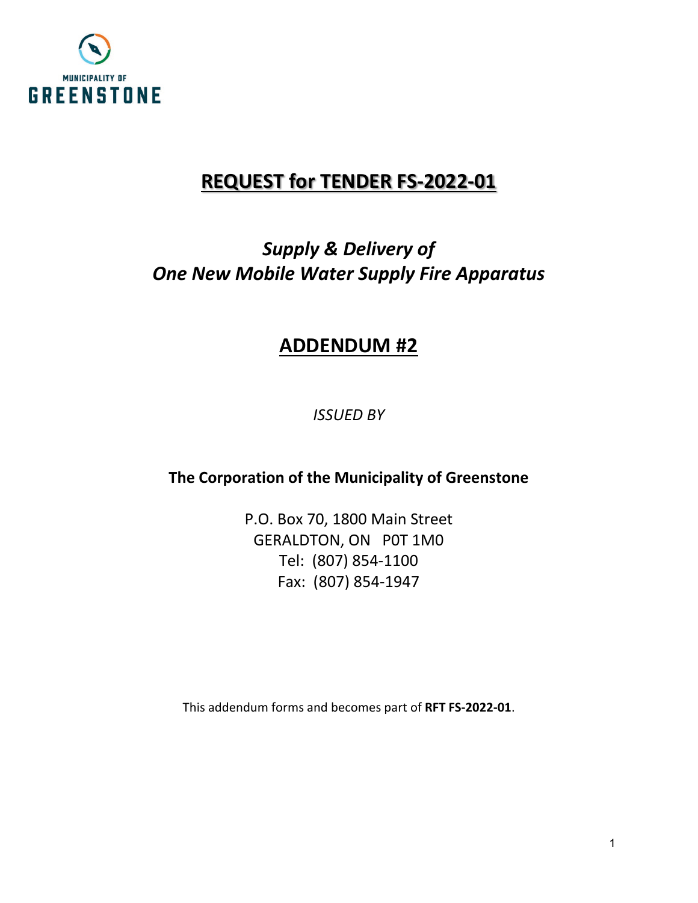MUNICIPALITY OF
GREENSTONE

# REQUEST for TENDER FS-2022-01

## *Supply & Delivery of*
## *One New Mobile Water Supply Fire Apparatus*

# ADDENDUM #2

*ISSUED BY*

**The Corporation of the Municipality of Greenstone**

P.O. Box 70, 1800 Main Street
GERALDTON, ON P0T 1M0
Tel: (807) 854-1100
Fax: (807) 854-1947

This addendum forms and becomes part of **RFT FS-2022-01**.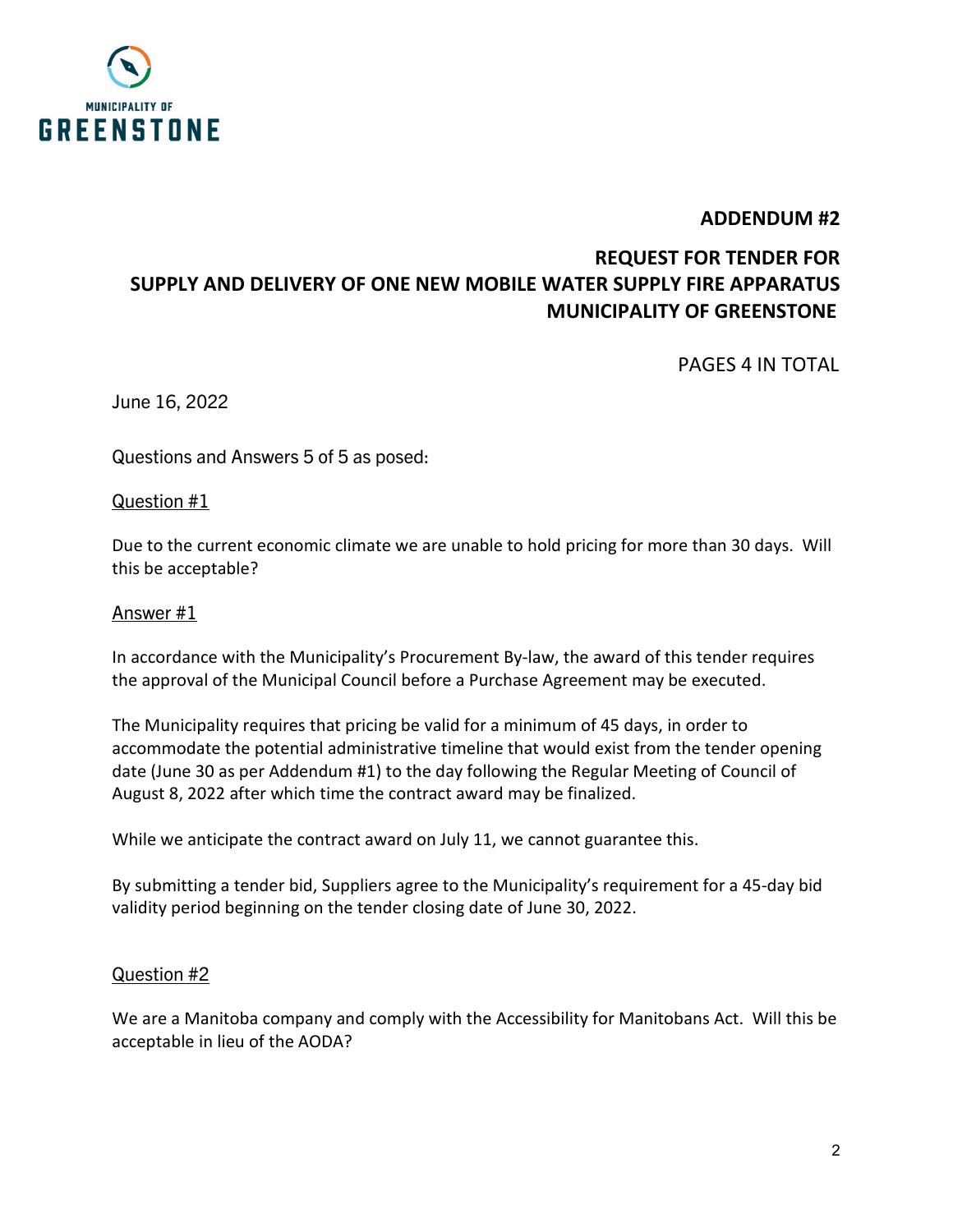MUNICIPALITY OF

GREENSTONE

## ADDENDUM #2

## REQUEST FOR TENDER FOR SUPPLY AND DELIVERY OF ONE NEW MOBILE WATER SUPPLY FIRE APPARATUS MUNICIPALITY OF GREENSTONE

PAGES 4 IN TOTAL

June 16, 2022

Questions and Answers 5 of 5 as posed:

<u>Question #1</u>

Due to the current economic climate we are unable to hold pricing for more than 30 days. Will this be acceptable?

<u>Answer #1</u>

In accordance with the Municipality's Procurement By-law, the award of this tender requires the approval of the Municipal Council before a Purchase Agreement may be executed.

The Municipality requires that pricing be valid for a minimum of 45 days, in order to accommodate the potential administrative timeline that would exist from the tender opening date (June 30 as per Addendum #1) to the day following the Regular Meeting of Council of August 8, 2022 after which time the contract award may be finalized.

While we anticipate the contract award on July 11, we cannot guarantee this.

By submitting a tender bid, Suppliers agree to the Municipality's requirement for a 45-day bid validity period beginning on the tender closing date of June 30, 2022.

<u>Question #2</u>

We are a Manitoba company and comply with the Accessibility for Manitobans Act. Will this be acceptable in lieu of the AODA?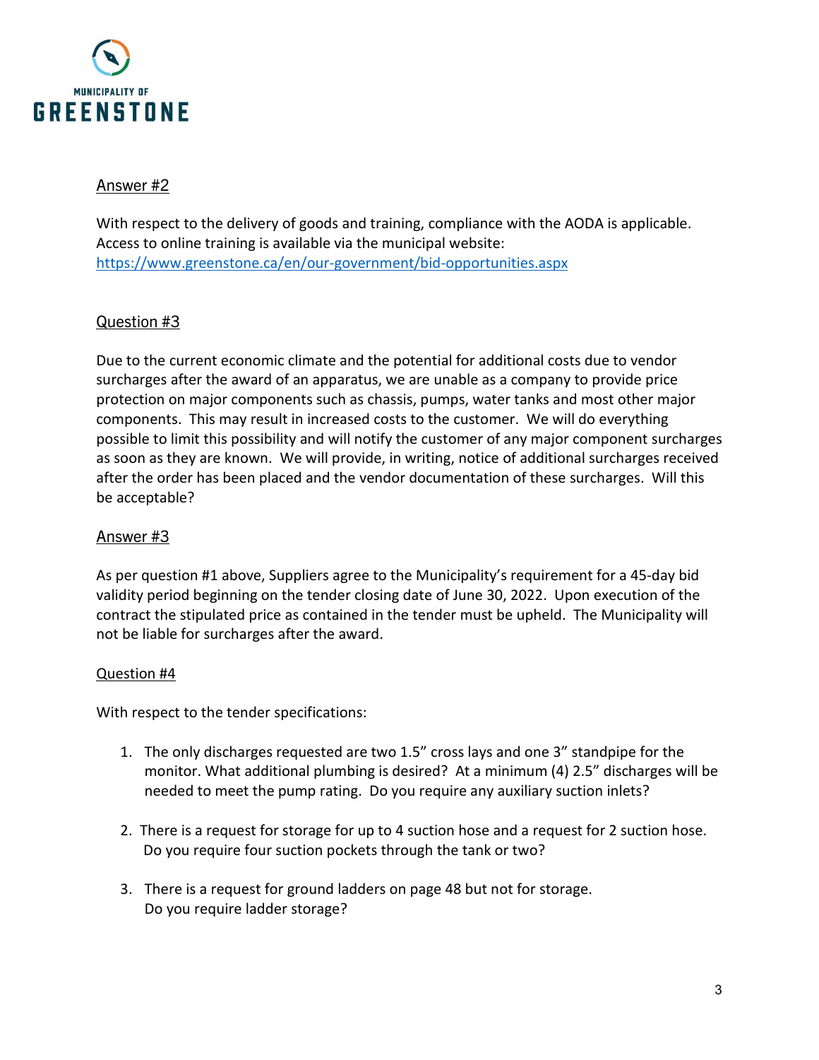Answer #2

With respect to the delivery of goods and training, compliance with the AODA is applicable. Access to online training is available via the municipal website: https://www.greenstone.ca/en/our-government/bid-opportunities.aspx

Question #3

Due to the current economic climate and the potential for additional costs due to vendor surcharges after the award of an apparatus, we are unable as a company to provide price protection on major components such as chassis, pumps, water tanks and most other major components. This may result in increased costs to the customer. We will do everything possible to limit this possibility and will notify the customer of any major component surcharges as soon as they are known. We will provide, in writing, notice of additional surcharges received after the order has been placed and the vendor documentation of these surcharges. Will this be acceptable?

Answer #3

As per question #1 above, Suppliers agree to the Municipality's requirement for a 45-day bid validity period beginning on the tender closing date of June 30, 2022. Upon execution of the contract the stipulated price as contained in the tender must be upheld. The Municipality will not be liable for surcharges after the award.

Question #4

With respect to the tender specifications:

1. The only discharges requested are two 1.5" cross lays and one 3" standpipe for the monitor. What additional plumbing is desired? At a minimum (4) 2.5" discharges will be needed to meet the pump rating. Do you require any auxiliary suction inlets?

2. There is a request for storage for up to 4 suction hose and a request for 2 suction hose. Do you require four suction pockets through the tank or two?

3. There is a request for ground ladders on page 48 but not for storage. Do you require ladder storage?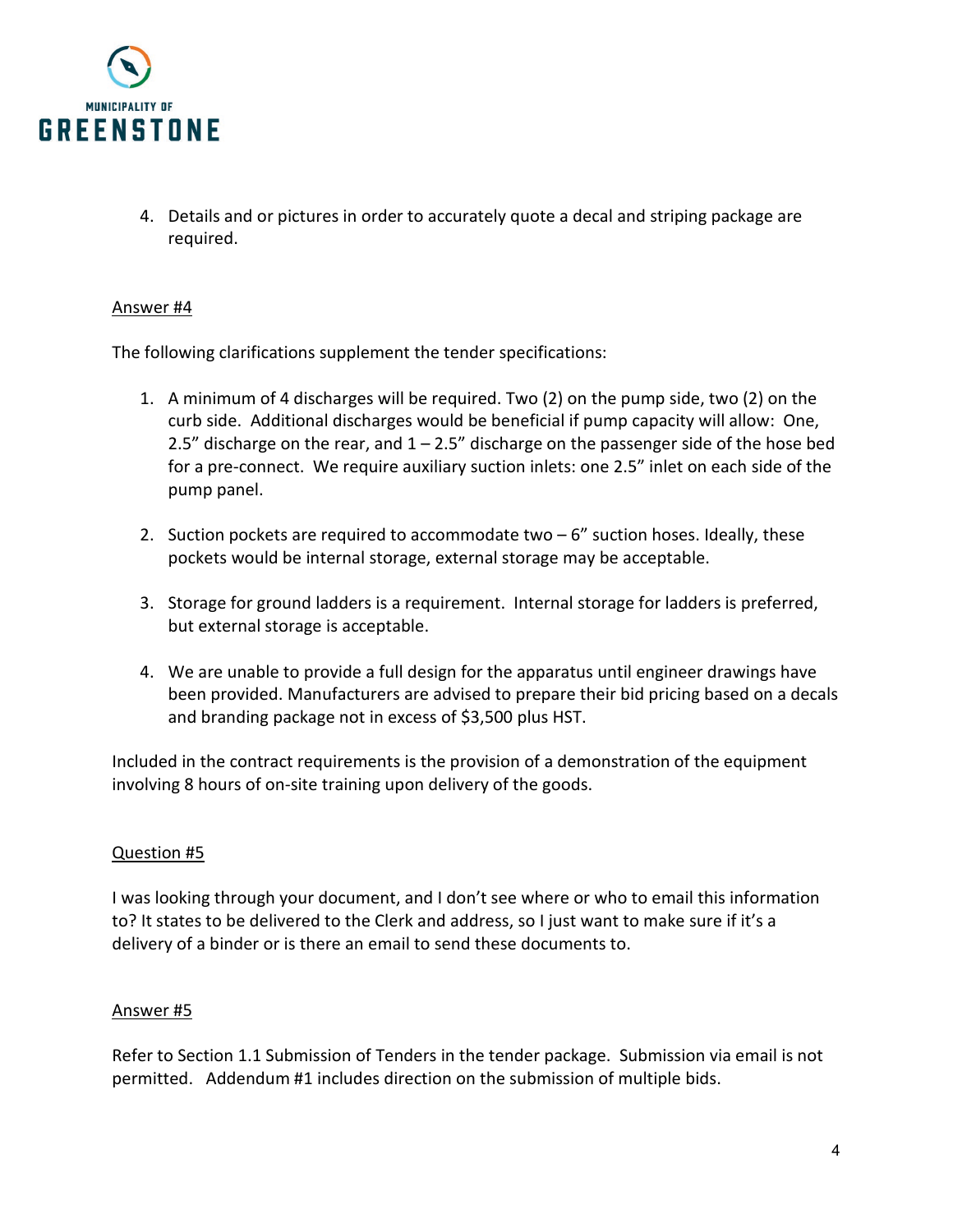4. Details and or pictures in order to accurately quote a decal and striping package are required.

Answer #4

The following clarifications supplement the tender specifications:

1. A minimum of 4 discharges will be required. Two (2) on the pump side, two (2) on the curb side. Additional discharges would be beneficial if pump capacity will allow: One, 2.5" discharge on the rear, and 1 – 2.5" discharge on the passenger side of the hose bed for a pre-connect. We require auxiliary suction inlets: one 2.5" inlet on each side of the pump panel.

2. Suction pockets are required to accommodate two – 6" suction hoses. Ideally, these pockets would be internal storage, external storage may be acceptable.

3. Storage for ground ladders is a requirement. Internal storage for ladders is preferred, but external storage is acceptable.

4. We are unable to provide a full design for the apparatus until engineer drawings have been provided. Manufacturers are advised to prepare their bid pricing based on a decals and branding package not in excess of $3,500 plus HST.

Included in the contract requirements is the provision of a demonstration of the equipment involving 8 hours of on-site training upon delivery of the goods.

Question #5

I was looking through your document, and I don't see where or who to email this information to? It states to be delivered to the Clerk and address, so I just want to make sure if it's a delivery of a binder or is there an email to send these documents to.

Answer #5

Refer to Section 1.1 Submission of Tenders in the tender package. Submission via email is not permitted. Addendum #1 includes direction on the submission of multiple bids.